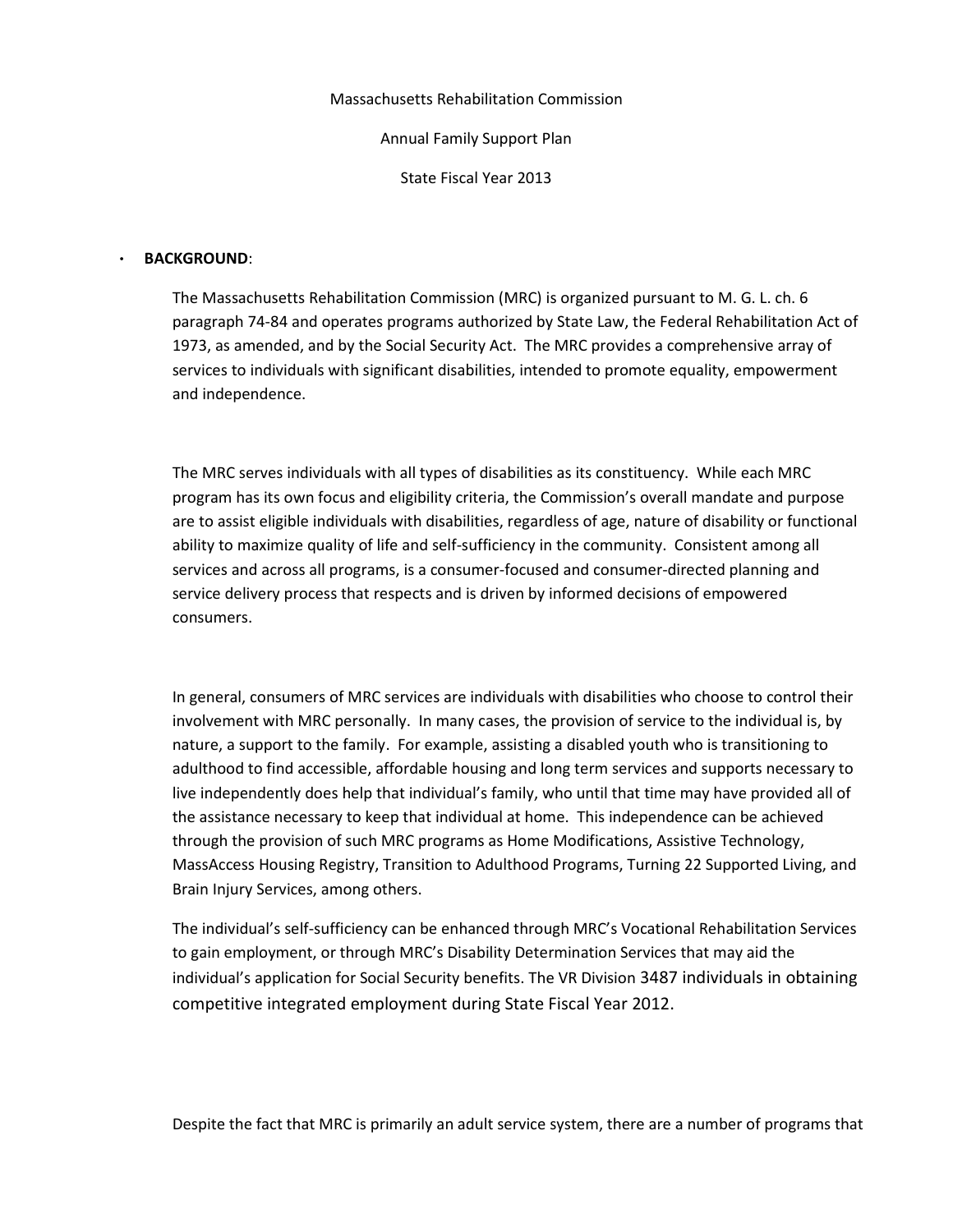Massachusetts Rehabilitation Commission

Annual Family Support Plan

State Fiscal Year 2013

- **BACKGROUND**:

The Massachusetts Rehabilitation Commission (MRC) is organized pursuant to M. G. L. ch. 6 paragraph 74-84 and operates programs authorized by State Law, the Federal Rehabilitation Act of 1973, as amended, and by the Social Security Act. The MRC provides a comprehensive array of services to individuals with significant disabilities, intended to promote equality, empowerment and independence.

The MRC serves individuals with all types of disabilities as its constituency. While each MRC program has its own focus and eligibility criteria, the Commission's overall mandate and purpose are to assist eligible individuals with disabilities, regardless of age, nature of disability or functional ability to maximize quality of life and self-sufficiency in the community. Consistent among all services and across all programs, is a consumer-focused and consumer-directed planning and service delivery process that respects and is driven by informed decisions of empowered consumers.

In general, consumers of MRC services are individuals with disabilities who choose to control their involvement with MRC personally. In many cases, the provision of service to the individual is, by nature, a support to the family. For example, assisting a disabled youth who is transitioning to adulthood to find accessible, affordable housing and long term services and supports necessary to live independently does help that individual's family, who until that time may have provided all of the assistance necessary to keep that individual at home. This independence can be achieved through the provision of such MRC programs as Home Modifications, Assistive Technology, MassAccess Housing Registry, Transition to Adulthood Programs, Turning 22 Supported Living, and Brain Injury Services, among others.

The individual's self-sufficiency can be enhanced through MRC's Vocational Rehabilitation Services to gain employment, or through MRC's Disability Determination Services that may aid the individual's application for Social Security benefits. The VR Division 3487 individuals in obtaining competitive integrated employment during State Fiscal Year 2012.

Despite the fact that MRC is primarily an adult service system, there are a number of programs that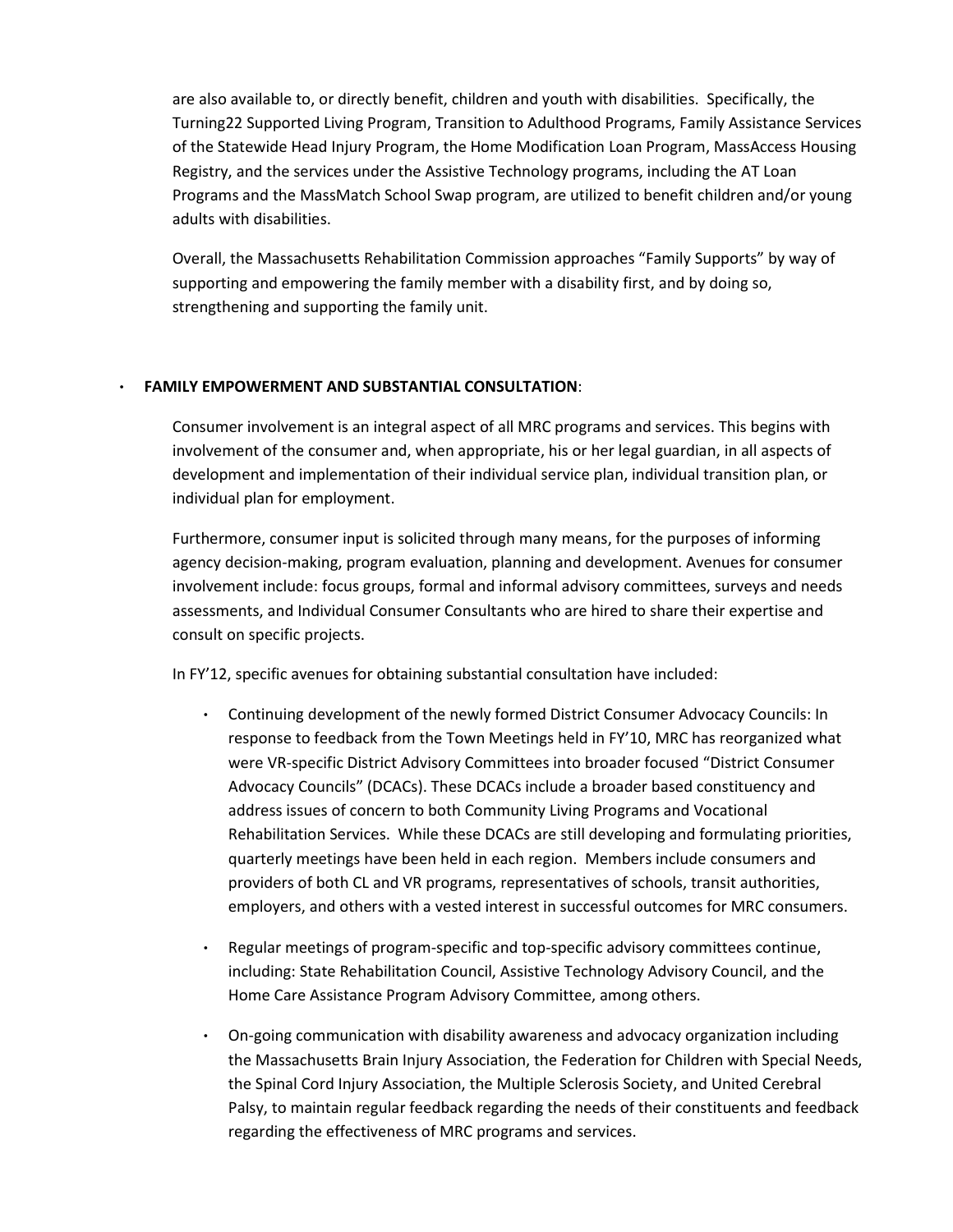are also available to, or directly benefit, children and youth with disabilities. Specifically, the Turning22 Supported Living Program, Transition to Adulthood Programs, Family Assistance Services of the Statewide Head Injury Program, the Home Modification Loan Program, MassAccess Housing Registry, and the services under the Assistive Technology programs, including the AT Loan Programs and the MassMatch School Swap program, are utilized to benefit children and/or young adults with disabilities.

Overall, the Massachusetts Rehabilitation Commission approaches "Family Supports" by way of supporting and empowering the family member with a disability first, and by doing so, strengthening and supporting the family unit.

- **FAMILY EMPOWERMENT AND SUBSTANTIAL CONSULTATION**:

  Consumer involvement is an integral aspect of all MRC programs and services. This begins with involvement of the consumer and, when appropriate, his or her legal guardian, in all aspects of development and implementation of their individual service plan, individual transition plan, or individual plan for employment.

  Furthermore, consumer input is solicited through many means, for the purposes of informing agency decision-making, program evaluation, planning and development. Avenues for consumer involvement include: focus groups, formal and informal advisory committees, surveys and needs assessments, and Individual Consumer Consultants who are hired to share their expertise and consult on specific projects.

  In FY'12, specific avenues for obtaining substantial consultation have included:

  - Continuing development of the newly formed District Consumer Advocacy Councils: In response to feedback from the Town Meetings held in FY'10, MRC has reorganized what were VR-specific District Advisory Committees into broader focused "District Consumer Advocacy Councils" (DCACs). These DCACs include a broader based constituency and address issues of concern to both Community Living Programs and Vocational Rehabilitation Services. While these DCACs are still developing and formulating priorities, quarterly meetings have been held in each region. Members include consumers and providers of both CL and VR programs, representatives of schools, transit authorities, employers, and others with a vested interest in successful outcomes for MRC consumers.

  - Regular meetings of program-specific and top-specific advisory committees continue, including: State Rehabilitation Council, Assistive Technology Advisory Council, and the Home Care Assistance Program Advisory Committee, among others.

  - On-going communication with disability awareness and advocacy organization including the Massachusetts Brain Injury Association, the Federation for Children with Special Needs, the Spinal Cord Injury Association, the Multiple Sclerosis Society, and United Cerebral Palsy, to maintain regular feedback regarding the needs of their constituents and feedback regarding the effectiveness of MRC programs and services.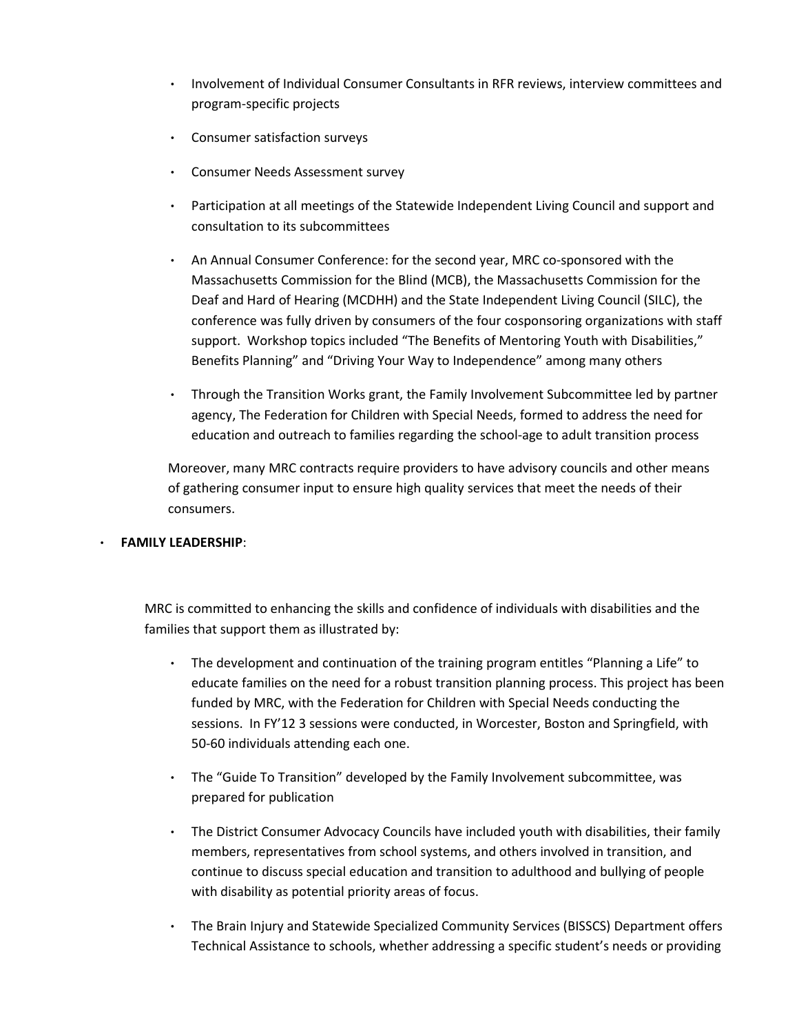- Involvement of Individual Consumer Consultants in RFR reviews, interview committees and program-specific projects
- Consumer satisfaction surveys
- Consumer Needs Assessment survey
- Participation at all meetings of the Statewide Independent Living Council and support and consultation to its subcommittees
- An Annual Consumer Conference: for the second year, MRC co-sponsored with the Massachusetts Commission for the Blind (MCB), the Massachusetts Commission for the Deaf and Hard of Hearing (MCDHH) and the State Independent Living Council (SILC), the conference was fully driven by consumers of the four cosponsoring organizations with staff support. Workshop topics included "The Benefits of Mentoring Youth with Disabilities," Benefits Planning" and "Driving Your Way to Independence" among many others
- Through the Transition Works grant, the Family Involvement Subcommittee led by partner agency, The Federation for Children with Special Needs, formed to address the need for education and outreach to families regarding the school-age to adult transition process

Moreover, many MRC contracts require providers to have advisory councils and other means of gathering consumer input to ensure high quality services that meet the needs of their consumers.

- **FAMILY LEADERSHIP**:

MRC is committed to enhancing the skills and confidence of individuals with disabilities and the families that support them as illustrated by:

- The development and continuation of the training program entitles "Planning a Life" to educate families on the need for a robust transition planning process. This project has been funded by MRC, with the Federation for Children with Special Needs conducting the sessions. In FY'12 3 sessions were conducted, in Worcester, Boston and Springfield, with 50-60 individuals attending each one.
- The "Guide To Transition" developed by the Family Involvement subcommittee, was prepared for publication
- The District Consumer Advocacy Councils have included youth with disabilities, their family members, representatives from school systems, and others involved in transition, and continue to discuss special education and transition to adulthood and bullying of people with disability as potential priority areas of focus.
- The Brain Injury and Statewide Specialized Community Services (BISSCS) Department offers Technical Assistance to schools, whether addressing a specific student's needs or providing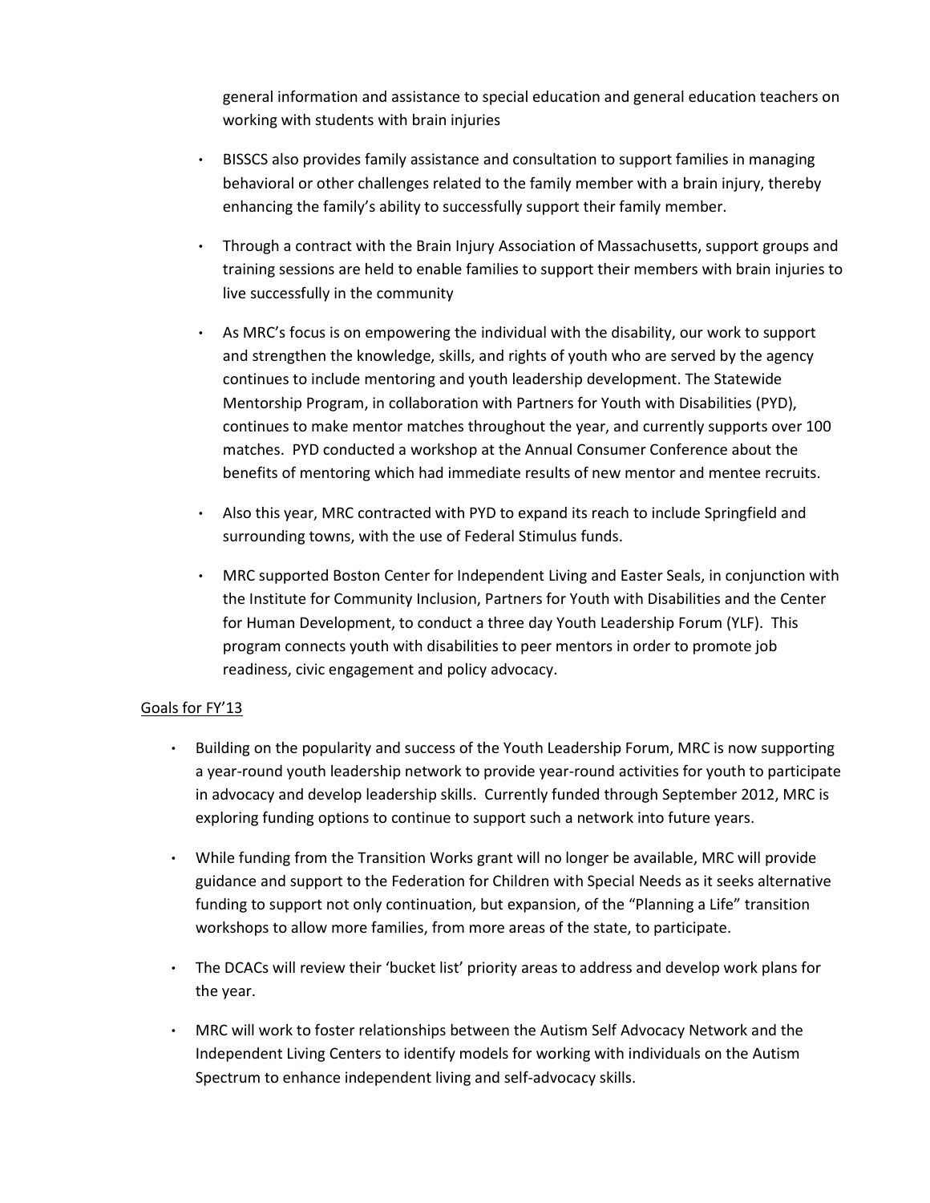general information and assistance to special education and general education teachers on working with students with brain injuries

- BISSCS also provides family assistance and consultation to support families in managing behavioral or other challenges related to the family member with a brain injury, thereby enhancing the family's ability to successfully support their family member.

- Through a contract with the Brain Injury Association of Massachusetts, support groups and training sessions are held to enable families to support their members with brain injuries to live successfully in the community

- As MRC's focus is on empowering the individual with the disability, our work to support and strengthen the knowledge, skills, and rights of youth who are served by the agency continues to include mentoring and youth leadership development. The Statewide Mentorship Program, in collaboration with Partners for Youth with Disabilities (PYD), continues to make mentor matches throughout the year, and currently supports over 100 matches. PYD conducted a workshop at the Annual Consumer Conference about the benefits of mentoring which had immediate results of new mentor and mentee recruits.

- Also this year, MRC contracted with PYD to expand its reach to include Springfield and surrounding towns, with the use of Federal Stimulus funds.

- MRC supported Boston Center for Independent Living and Easter Seals, in conjunction with the Institute for Community Inclusion, Partners for Youth with Disabilities and the Center for Human Development, to conduct a three day Youth Leadership Forum (YLF). This program connects youth with disabilities to peer mentors in order to promote job readiness, civic engagement and policy advocacy.

Goals for FY'13

- Building on the popularity and success of the Youth Leadership Forum, MRC is now supporting a year-round youth leadership network to provide year-round activities for youth to participate in advocacy and develop leadership skills. Currently funded through September 2012, MRC is exploring funding options to continue to support such a network into future years.

- While funding from the Transition Works grant will no longer be available, MRC will provide guidance and support to the Federation for Children with Special Needs as it seeks alternative funding to support not only continuation, but expansion, of the "Planning a Life" transition workshops to allow more families, from more areas of the state, to participate.

- The DCACs will review their 'bucket list' priority areas to address and develop work plans for the year.

- MRC will work to foster relationships between the Autism Self Advocacy Network and the Independent Living Centers to identify models for working with individuals on the Autism Spectrum to enhance independent living and self-advocacy skills.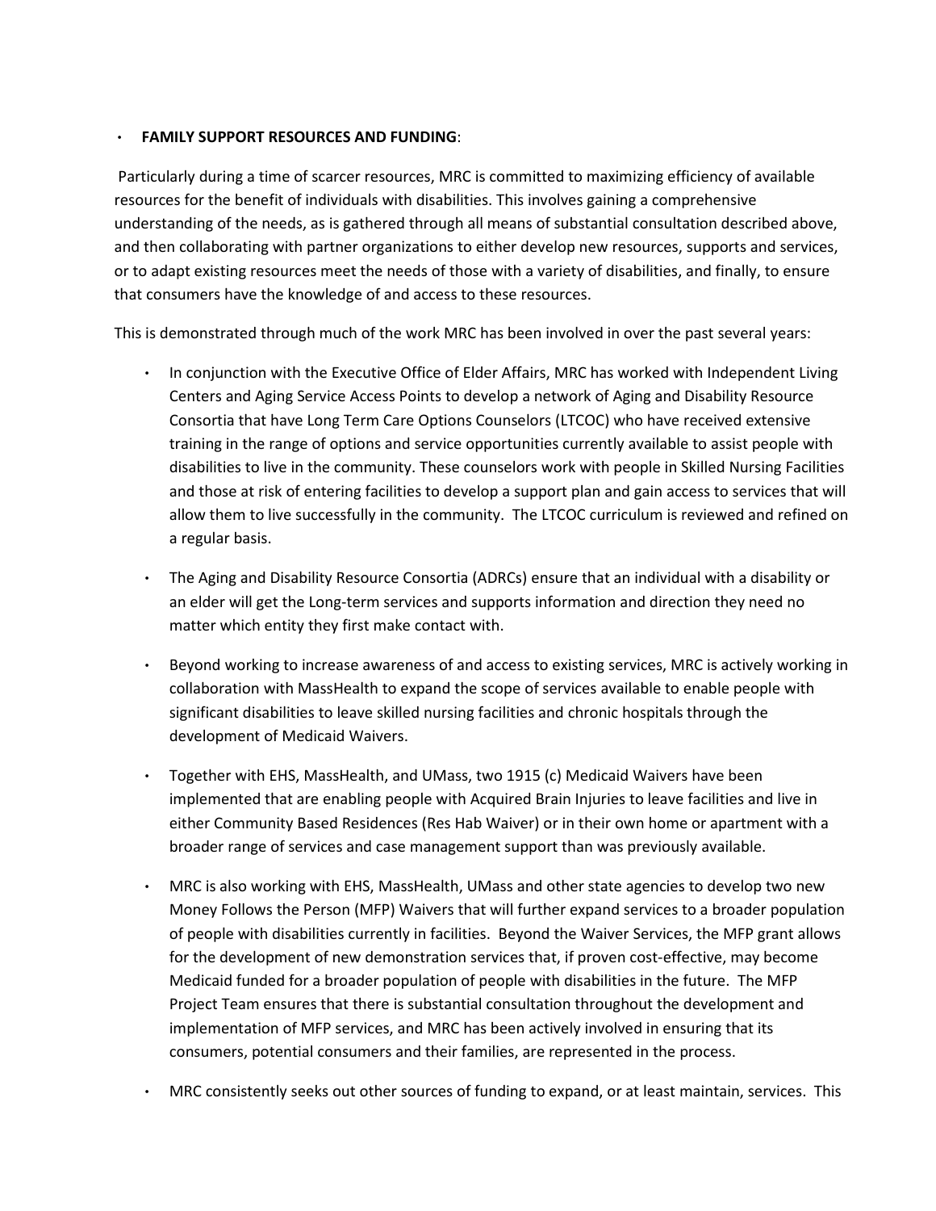- **FAMILY SUPPORT RESOURCES AND FUNDING**:

Particularly during a time of scarcer resources, MRC is committed to maximizing efficiency of available resources for the benefit of individuals with disabilities. This involves gaining a comprehensive understanding of the needs, as is gathered through all means of substantial consultation described above, and then collaborating with partner organizations to either develop new resources, supports and services, or to adapt existing resources meet the needs of those with a variety of disabilities, and finally, to ensure that consumers have the knowledge of and access to these resources.

This is demonstrated through much of the work MRC has been involved in over the past several years:

- In conjunction with the Executive Office of Elder Affairs, MRC has worked with Independent Living Centers and Aging Service Access Points to develop a network of Aging and Disability Resource Consortia that have Long Term Care Options Counselors (LTCOC) who have received extensive training in the range of options and service opportunities currently available to assist people with disabilities to live in the community. These counselors work with people in Skilled Nursing Facilities and those at risk of entering facilities to develop a support plan and gain access to services that will allow them to live successfully in the community. The LTCOC curriculum is reviewed and refined on a regular basis.

- The Aging and Disability Resource Consortia (ADRCs) ensure that an individual with a disability or an elder will get the Long-term services and supports information and direction they need no matter which entity they first make contact with.

- Beyond working to increase awareness of and access to existing services, MRC is actively working in collaboration with MassHealth to expand the scope of services available to enable people with significant disabilities to leave skilled nursing facilities and chronic hospitals through the development of Medicaid Waivers.

- Together with EHS, MassHealth, and UMass, two 1915 (c) Medicaid Waivers have been implemented that are enabling people with Acquired Brain Injuries to leave facilities and live in either Community Based Residences (Res Hab Waiver) or in their own home or apartment with a broader range of services and case management support than was previously available.

- MRC is also working with EHS, MassHealth, UMass and other state agencies to develop two new Money Follows the Person (MFP) Waivers that will further expand services to a broader population of people with disabilities currently in facilities. Beyond the Waiver Services, the MFP grant allows for the development of new demonstration services that, if proven cost-effective, may become Medicaid funded for a broader population of people with disabilities in the future. The MFP Project Team ensures that there is substantial consultation throughout the development and implementation of MFP services, and MRC has been actively involved in ensuring that its consumers, potential consumers and their families, are represented in the process.

- MRC consistently seeks out other sources of funding to expand, or at least maintain, services. This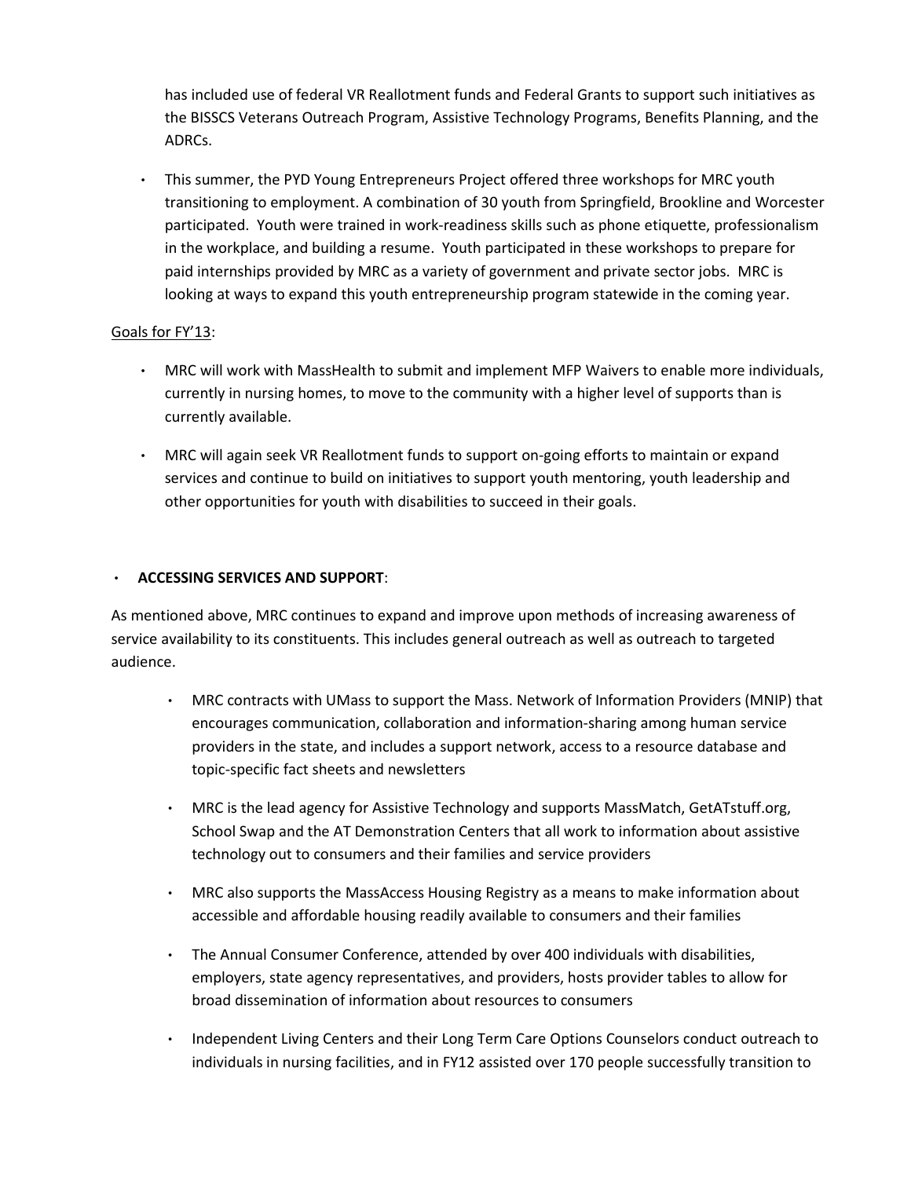has included use of federal VR Reallotment funds and Federal Grants to support such initiatives as the BISSCS Veterans Outreach Program, Assistive Technology Programs, Benefits Planning, and the ADRCs.

- This summer, the PYD Young Entrepreneurs Project offered three workshops for MRC youth transitioning to employment. A combination of 30 youth from Springfield, Brookline and Worcester participated. Youth were trained in work-readiness skills such as phone etiquette, professionalism in the workplace, and building a resume. Youth participated in these workshops to prepare for paid internships provided by MRC as a variety of government and private sector jobs. MRC is looking at ways to expand this youth entrepreneurship program statewide in the coming year.

Goals for FY'13:

- MRC will work with MassHealth to submit and implement MFP Waivers to enable more individuals, currently in nursing homes, to move to the community with a higher level of supports than is currently available.
- MRC will again seek VR Reallotment funds to support on-going efforts to maintain or expand services and continue to build on initiatives to support youth mentoring, youth leadership and other opportunities for youth with disabilities to succeed in their goals.

- **ACCESSING SERVICES AND SUPPORT**:

As mentioned above, MRC continues to expand and improve upon methods of increasing awareness of service availability to its constituents. This includes general outreach as well as outreach to targeted audience.

- MRC contracts with UMass to support the Mass. Network of Information Providers (MNIP) that encourages communication, collaboration and information-sharing among human service providers in the state, and includes a support network, access to a resource database and topic-specific fact sheets and newsletters
- MRC is the lead agency for Assistive Technology and supports MassMatch, GetATstuff.org, School Swap and the AT Demonstration Centers that all work to information about assistive technology out to consumers and their families and service providers
- MRC also supports the MassAccess Housing Registry as a means to make information about accessible and affordable housing readily available to consumers and their families
- The Annual Consumer Conference, attended by over 400 individuals with disabilities, employers, state agency representatives, and providers, hosts provider tables to allow for broad dissemination of information about resources to consumers
- Independent Living Centers and their Long Term Care Options Counselors conduct outreach to individuals in nursing facilities, and in FY12 assisted over 170 people successfully transition to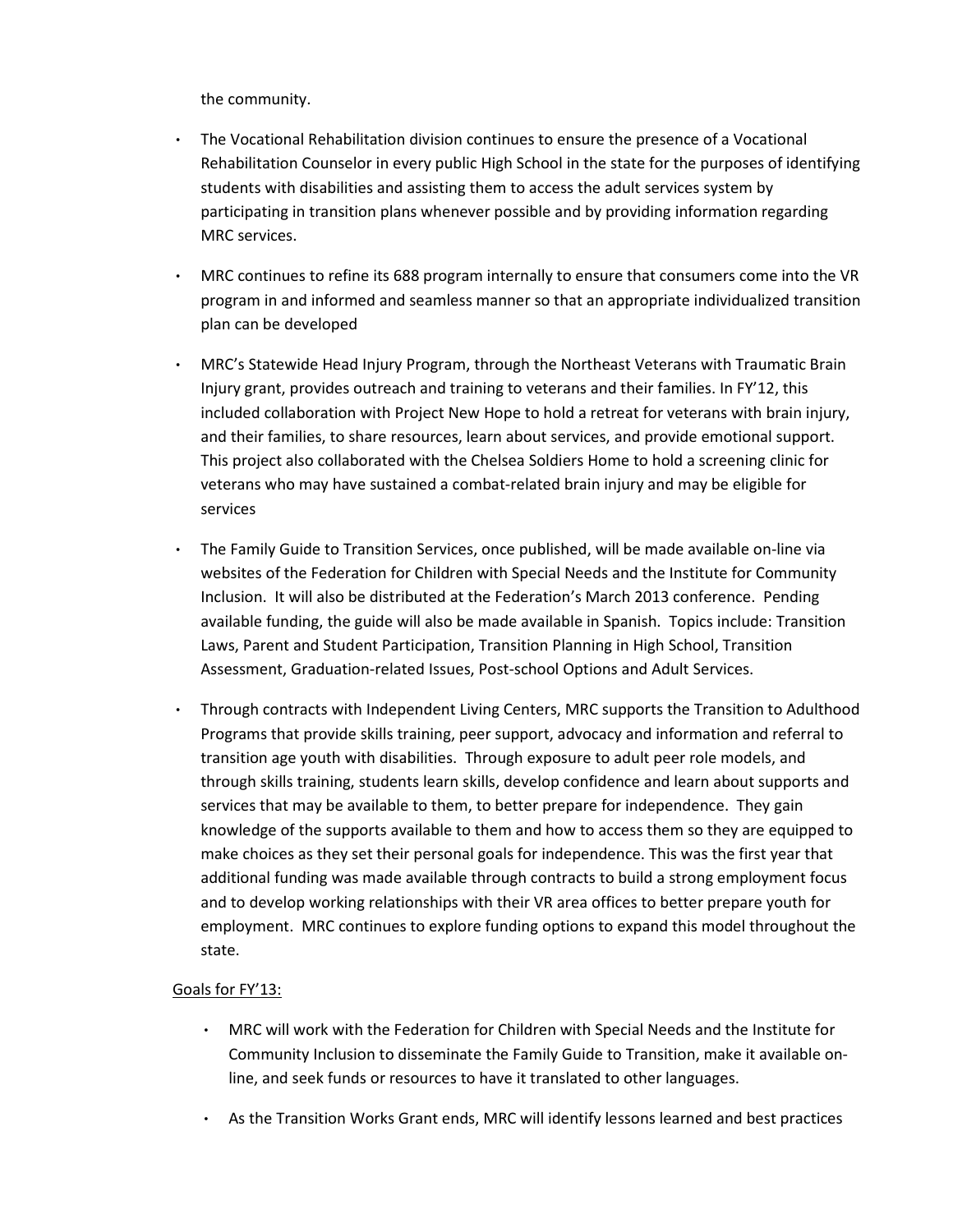the community.

- The Vocational Rehabilitation division continues to ensure the presence of a Vocational Rehabilitation Counselor in every public High School in the state for the purposes of identifying students with disabilities and assisting them to access the adult services system by participating in transition plans whenever possible and by providing information regarding MRC services.

- MRC continues to refine its 688 program internally to ensure that consumers come into the VR program in and informed and seamless manner so that an appropriate individualized transition plan can be developed

- MRC's Statewide Head Injury Program, through the Northeast Veterans with Traumatic Brain Injury grant, provides outreach and training to veterans and their families. In FY'12, this included collaboration with Project New Hope to hold a retreat for veterans with brain injury, and their families, to share resources, learn about services, and provide emotional support. This project also collaborated with the Chelsea Soldiers Home to hold a screening clinic for veterans who may have sustained a combat-related brain injury and may be eligible for services

- The Family Guide to Transition Services, once published, will be made available on-line via websites of the Federation for Children with Special Needs and the Institute for Community Inclusion. It will also be distributed at the Federation's March 2013 conference. Pending available funding, the guide will also be made available in Spanish. Topics include: Transition Laws, Parent and Student Participation, Transition Planning in High School, Transition Assessment, Graduation-related Issues, Post-school Options and Adult Services.

- Through contracts with Independent Living Centers, MRC supports the Transition to Adulthood Programs that provide skills training, peer support, advocacy and information and referral to transition age youth with disabilities. Through exposure to adult peer role models, and through skills training, students learn skills, develop confidence and learn about supports and services that may be available to them, to better prepare for independence. They gain knowledge of the supports available to them and how to access them so they are equipped to make choices as they set their personal goals for independence. This was the first year that additional funding was made available through contracts to build a strong employment focus and to develop working relationships with their VR area offices to better prepare youth for employment. MRC continues to explore funding options to expand this model throughout the state.

Goals for FY'13:

- MRC will work with the Federation for Children with Special Needs and the Institute for Community Inclusion to disseminate the Family Guide to Transition, make it available on-line, and seek funds or resources to have it translated to other languages.

- As the Transition Works Grant ends, MRC will identify lessons learned and best practices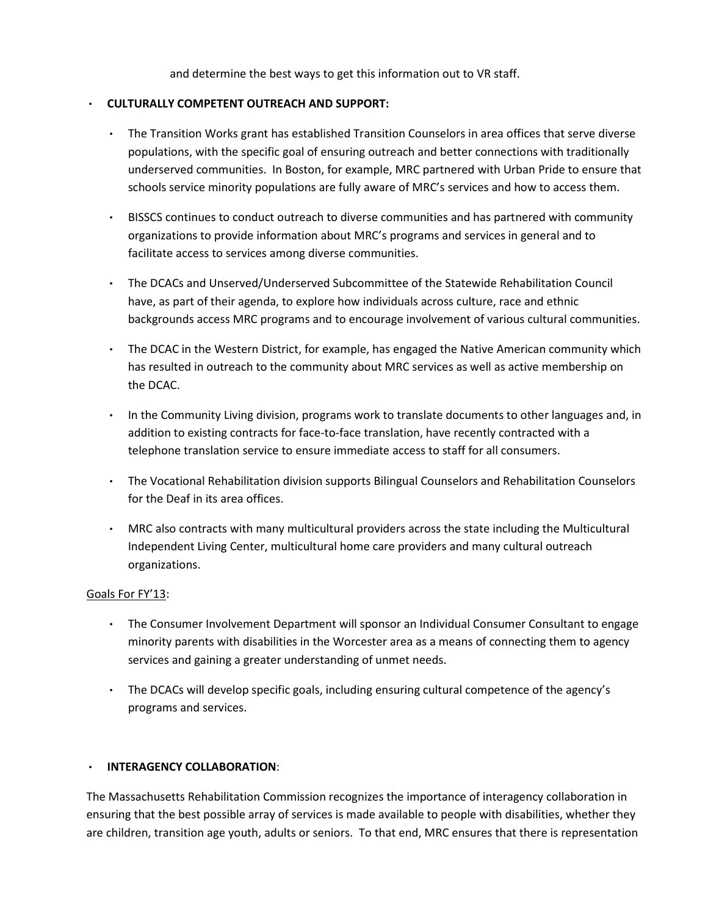and determine the best ways to get this information out to VR staff.

- **CULTURALLY COMPETENT OUTREACH AND SUPPORT:**

  - The Transition Works grant has established Transition Counselors in area offices that serve diverse populations, with the specific goal of ensuring outreach and better connections with traditionally underserved communities. In Boston, for example, MRC partnered with Urban Pride to ensure that schools service minority populations are fully aware of MRC's services and how to access them.

  - BISSCS continues to conduct outreach to diverse communities and has partnered with community organizations to provide information about MRC's programs and services in general and to facilitate access to services among diverse communities.

  - The DCACs and Unserved/Underserved Subcommittee of the Statewide Rehabilitation Council have, as part of their agenda, to explore how individuals across culture, race and ethnic backgrounds access MRC programs and to encourage involvement of various cultural communities.

  - The DCAC in the Western District, for example, has engaged the Native American community which has resulted in outreach to the community about MRC services as well as active membership on the DCAC.

  - In the Community Living division, programs work to translate documents to other languages and, in addition to existing contracts for face-to-face translation, have recently contracted with a telephone translation service to ensure immediate access to staff for all consumers.

  - The Vocational Rehabilitation division supports Bilingual Counselors and Rehabilitation Counselors for the Deaf in its area offices.

  - MRC also contracts with many multicultural providers across the state including the Multicultural Independent Living Center, multicultural home care providers and many cultural outreach organizations.

<u>Goals For FY'13</u>:

  - The Consumer Involvement Department will sponsor an Individual Consumer Consultant to engage minority parents with disabilities in the Worcester area as a means of connecting them to agency services and gaining a greater understanding of unmet needs.

  - The DCACs will develop specific goals, including ensuring cultural competence of the agency's programs and services.

- **INTERAGENCY COLLABORATION**:

The Massachusetts Rehabilitation Commission recognizes the importance of interagency collaboration in ensuring that the best possible array of services is made available to people with disabilities, whether they are children, transition age youth, adults or seniors. To that end, MRC ensures that there is representation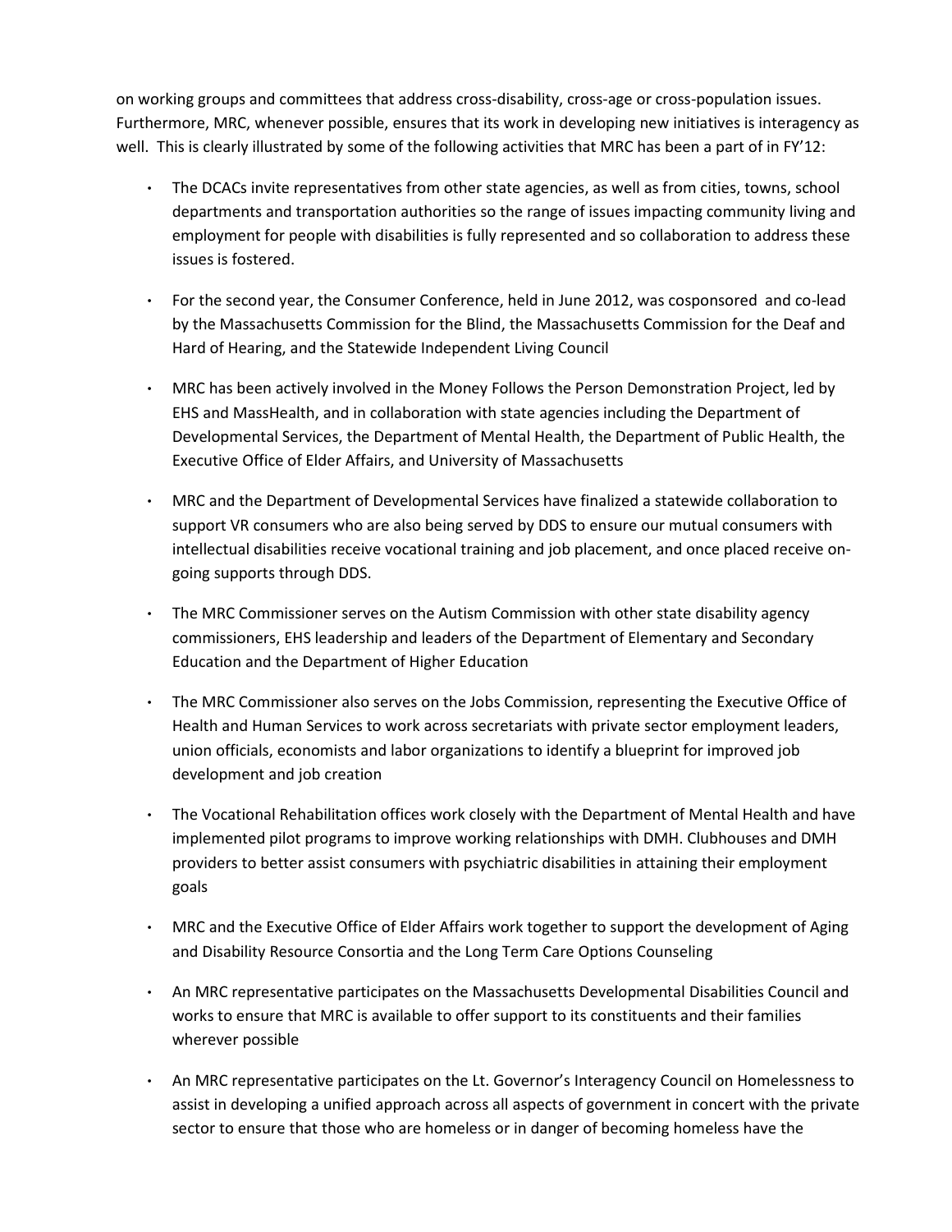on working groups and committees that address cross-disability, cross-age or cross-population issues. Furthermore, MRC, whenever possible, ensures that its work in developing new initiatives is interagency as well. This is clearly illustrated by some of the following activities that MRC has been a part of in FY'12:

- The DCACs invite representatives from other state agencies, as well as from cities, towns, school departments and transportation authorities so the range of issues impacting community living and employment for people with disabilities is fully represented and so collaboration to address these issues is fostered.
- For the second year, the Consumer Conference, held in June 2012, was cosponsored and co-lead by the Massachusetts Commission for the Blind, the Massachusetts Commission for the Deaf and Hard of Hearing, and the Statewide Independent Living Council
- MRC has been actively involved in the Money Follows the Person Demonstration Project, led by EHS and MassHealth, and in collaboration with state agencies including the Department of Developmental Services, the Department of Mental Health, the Department of Public Health, the Executive Office of Elder Affairs, and University of Massachusetts
- MRC and the Department of Developmental Services have finalized a statewide collaboration to support VR consumers who are also being served by DDS to ensure our mutual consumers with intellectual disabilities receive vocational training and job placement, and once placed receive on-going supports through DDS.
- The MRC Commissioner serves on the Autism Commission with other state disability agency commissioners, EHS leadership and leaders of the Department of Elementary and Secondary Education and the Department of Higher Education
- The MRC Commissioner also serves on the Jobs Commission, representing the Executive Office of Health and Human Services to work across secretariats with private sector employment leaders, union officials, economists and labor organizations to identify a blueprint for improved job development and job creation
- The Vocational Rehabilitation offices work closely with the Department of Mental Health and have implemented pilot programs to improve working relationships with DMH. Clubhouses and DMH providers to better assist consumers with psychiatric disabilities in attaining their employment goals
- MRC and the Executive Office of Elder Affairs work together to support the development of Aging and Disability Resource Consortia and the Long Term Care Options Counseling
- An MRC representative participates on the Massachusetts Developmental Disabilities Council and works to ensure that MRC is available to offer support to its constituents and their families wherever possible
- An MRC representative participates on the Lt. Governor's Interagency Council on Homelessness to assist in developing a unified approach across all aspects of government in concert with the private sector to ensure that those who are homeless or in danger of becoming homeless have the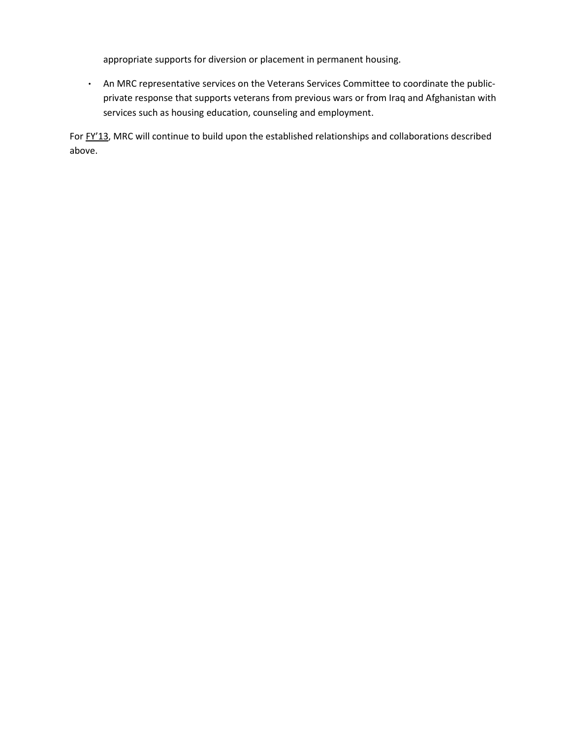appropriate supports for diversion or placement in permanent housing.

- An MRC representative services on the Veterans Services Committee to coordinate the public-private response that supports veterans from previous wars or from Iraq and Afghanistan with services such as housing education, counseling and employment.

For FY'13, MRC will continue to build upon the established relationships and collaborations described above.